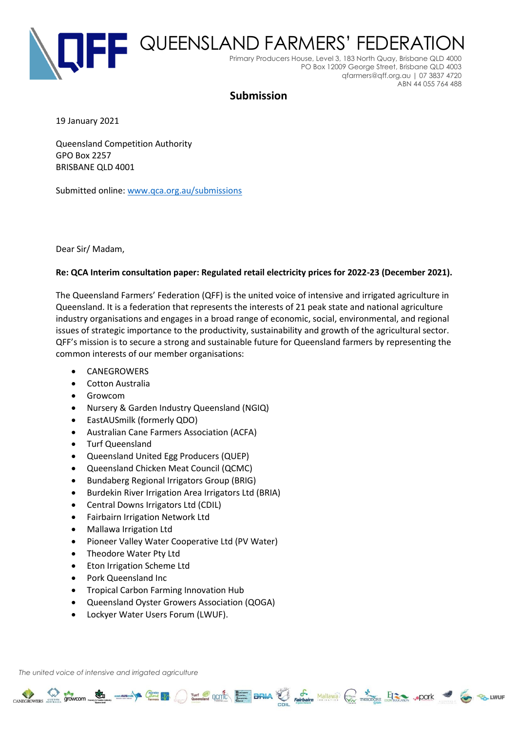# QUEENSLAND FARMERS' FEDERATION

Primary Producers House, Level 3, 183 North Quay, Brisbane QLD 4000
PO Box 12009 George Street, Brisbane QLD 4003
qfarmers@qff.org.au | 07 3837 4720
ABN 44 055 764 488

## Submission

19 January 2021

Queensland Competition Authority
GPO Box 2257
BRISBANE QLD 4001

Submitted online: www.qca.org.au/submissions

Dear Sir/ Madam,

**Re: QCA Interim consultation paper: Regulated retail electricity prices for 2022-23 (December 2021).**

The Queensland Farmers' Federation (QFF) is the united voice of intensive and irrigated agriculture in Queensland. It is a federation that represents the interests of 21 peak state and national agriculture industry organisations and engages in a broad range of economic, social, environmental, and regional issues of strategic importance to the productivity, sustainability and growth of the agricultural sector. QFF's mission is to secure a strong and sustainable future for Queensland farmers by representing the common interests of our member organisations:

- CANEGROWERS
- Cotton Australia
- Growcom
- Nursery & Garden Industry Queensland (NGIQ)
- EastAUSmilk (formerly QDO)
- Australian Cane Farmers Association (ACFA)
- Turf Queensland
- Queensland United Egg Producers (QUEP)
- Queensland Chicken Meat Council (QCMC)
- Bundaberg Regional Irrigators Group (BRIG)
- Burdekin River Irrigation Area Irrigators Ltd (BRIA)
- Central Downs Irrigators Ltd (CDIL)
- Fairbairn Irrigation Network Ltd
- Mallawa Irrigation Ltd
- Pioneer Valley Water Cooperative Ltd (PV Water)
- Theodore Water Pty Ltd
- Eton Irrigation Scheme Ltd
- Pork Queensland Inc
- Tropical Carbon Farming Innovation Hub
- Queensland Oyster Growers Association (QOGA)
- Lockyer Water Users Forum (LWUF).

*The united voice of intensive and irrigated agriculture*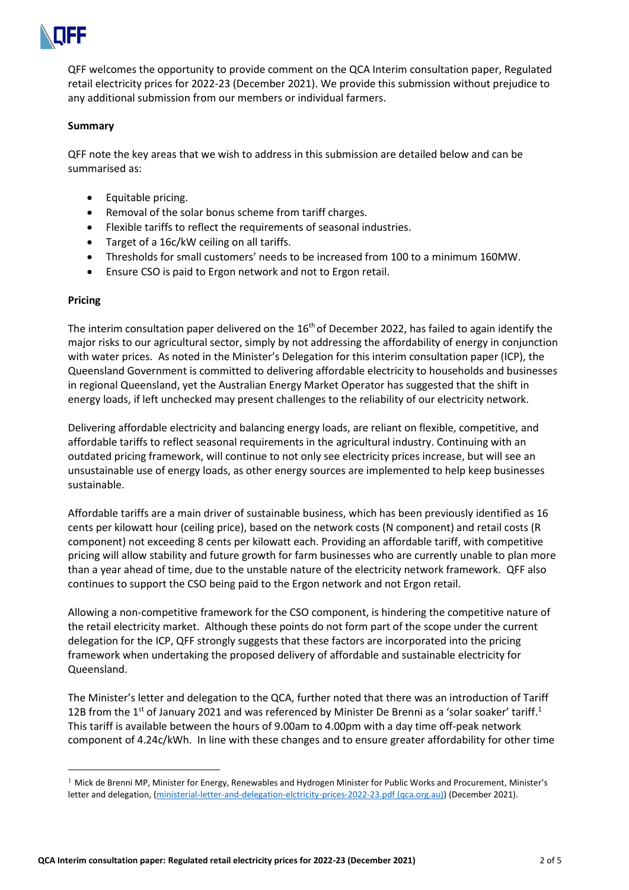QFF welcomes the opportunity to provide comment on the QCA Interim consultation paper, Regulated retail electricity prices for 2022-23 (December 2021). We provide this submission without prejudice to any additional submission from our members or individual farmers.

**Summary**

QFF note the key areas that we wish to address in this submission are detailed below and can be summarised as:

- Equitable pricing.
- Removal of the solar bonus scheme from tariff charges.
- Flexible tariffs to reflect the requirements of seasonal industries.
- Target of a 16c/kW ceiling on all tariffs.
- Thresholds for small customers' needs to be increased from 100 to a minimum 160MW.
- Ensure CSO is paid to Ergon network and not to Ergon retail.

**Pricing**

The interim consultation paper delivered on the 16th of December 2022, has failed to again identify the major risks to our agricultural sector, simply by not addressing the affordability of energy in conjunction with water prices. As noted in the Minister's Delegation for this interim consultation paper (ICP), the Queensland Government is committed to delivering affordable electricity to households and businesses in regional Queensland, yet the Australian Energy Market Operator has suggested that the shift in energy loads, if left unchecked may present challenges to the reliability of our electricity network.

Delivering affordable electricity and balancing energy loads, are reliant on flexible, competitive, and affordable tariffs to reflect seasonal requirements in the agricultural industry. Continuing with an outdated pricing framework, will continue to not only see electricity prices increase, but will see an unsustainable use of energy loads, as other energy sources are implemented to help keep businesses sustainable.

Affordable tariffs are a main driver of sustainable business, which has been previously identified as 16 cents per kilowatt hour (ceiling price), based on the network costs (N component) and retail costs (R component) not exceeding 8 cents per kilowatt each. Providing an affordable tariff, with competitive pricing will allow stability and future growth for farm businesses who are currently unable to plan more than a year ahead of time, due to the unstable nature of the electricity network framework. QFF also continues to support the CSO being paid to the Ergon network and not Ergon retail.

Allowing a non-competitive framework for the CSO component, is hindering the competitive nature of the retail electricity market. Although these points do not form part of the scope under the current delegation for the ICP, QFF strongly suggests that these factors are incorporated into the pricing framework when undertaking the proposed delivery of affordable and sustainable electricity for Queensland.

The Minister's letter and delegation to the QCA, further noted that there was an introduction of Tariff 12B from the 1st of January 2021 and was referenced by Minister De Brenni as a 'solar soaker' tariff.[1] This tariff is available between the hours of 9.00am to 4.00pm with a day time off-peak network component of 4.24c/kWh. In line with these changes and to ensure greater affordability for other time

[1] Mick de Brenni MP, Minister for Energy, Renewables and Hydrogen Minister for Public Works and Procurement, Minister's letter and delegation, (ministerial-letter-and-delegation-elctricity-prices-2022-23.pdf (qca.org.au)) (December 2021).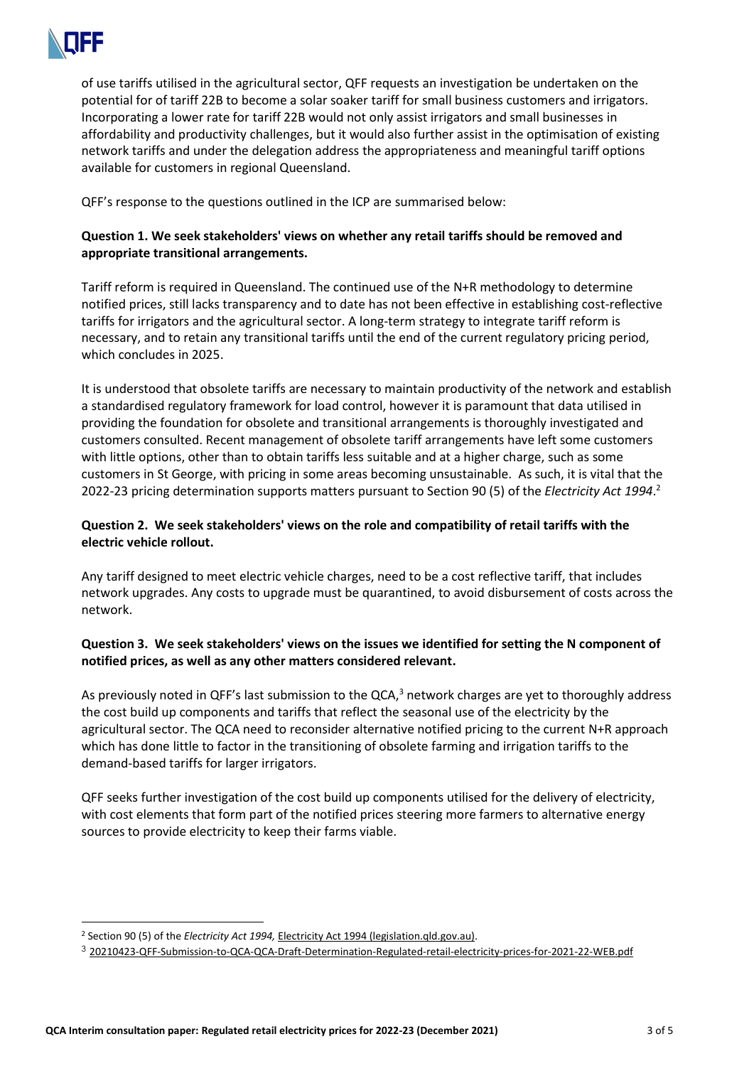of use tariffs utilised in the agricultural sector, QFF requests an investigation be undertaken on the potential for of tariff 22B to become a solar soaker tariff for small business customers and irrigators. Incorporating a lower rate for tariff 22B would not only assist irrigators and small businesses in affordability and productivity challenges, but it would also further assist in the optimisation of existing network tariffs and under the delegation address the appropriateness and meaningful tariff options available for customers in regional Queensland.

QFF's response to the questions outlined in the ICP are summarised below:

**Question 1. We seek stakeholders' views on whether any retail tariffs should be removed and appropriate transitional arrangements.**

Tariff reform is required in Queensland. The continued use of the N+R methodology to determine notified prices, still lacks transparency and to date has not been effective in establishing cost-reflective tariffs for irrigators and the agricultural sector. A long-term strategy to integrate tariff reform is necessary, and to retain any transitional tariffs until the end of the current regulatory pricing period, which concludes in 2025.

It is understood that obsolete tariffs are necessary to maintain productivity of the network and establish a standardised regulatory framework for load control, however it is paramount that data utilised in providing the foundation for obsolete and transitional arrangements is thoroughly investigated and customers consulted. Recent management of obsolete tariff arrangements have left some customers with little options, other than to obtain tariffs less suitable and at a higher charge, such as some customers in St George, with pricing in some areas becoming unsustainable. As such, it is vital that the 2022-23 pricing determination supports matters pursuant to Section 90 (5) of the *Electricity Act 1994*.[2]

**Question 2. We seek stakeholders' views on the role and compatibility of retail tariffs with the electric vehicle rollout.**

Any tariff designed to meet electric vehicle charges, need to be a cost reflective tariff, that includes network upgrades. Any costs to upgrade must be quarantined, to avoid disbursement of costs across the network.

**Question 3. We seek stakeholders' views on the issues we identified for setting the N component of notified prices, as well as any other matters considered relevant.**

As previously noted in QFF's last submission to the QCA,[3] network charges are yet to thoroughly address the cost build up components and tariffs that reflect the seasonal use of the electricity by the agricultural sector. The QCA need to reconsider alternative notified pricing to the current N+R approach which has done little to factor in the transitioning of obsolete farming and irrigation tariffs to the demand-based tariffs for larger irrigators.

QFF seeks further investigation of the cost build up components utilised for the delivery of electricity, with cost elements that form part of the notified prices steering more farmers to alternative energy sources to provide electricity to keep their farms viable.

---

[2] Section 90 (5) of the *Electricity Act 1994,* Electricity Act 1994 (legislation.qld.gov.au).

[3] 20210423-QFF-Submission-to-QCA-QCA-Draft-Determination-Regulated-retail-electricity-prices-for-2021-22-WEB.pdf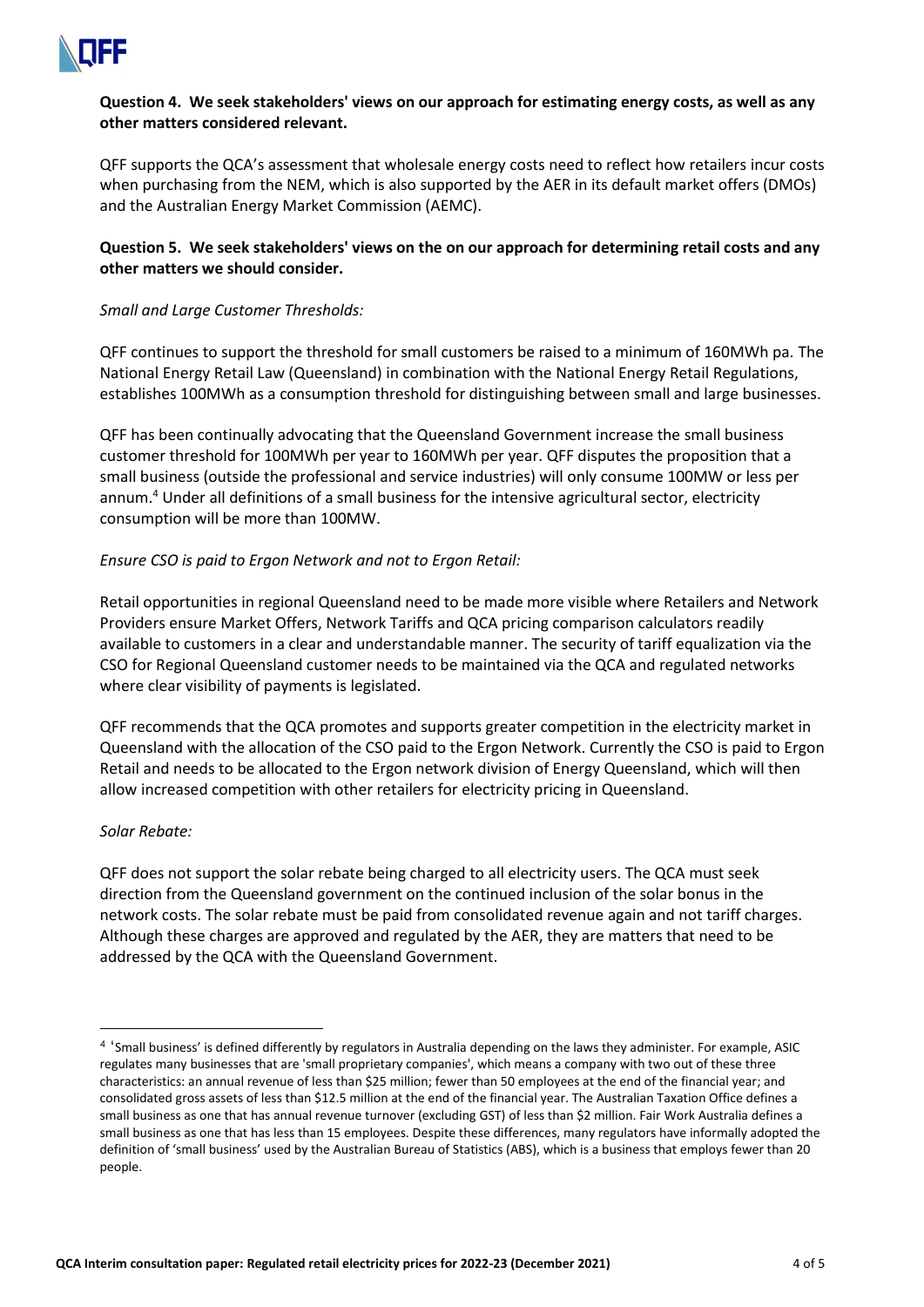**Question 4. We seek stakeholders' views on our approach for estimating energy costs, as well as any other matters considered relevant.**

QFF supports the QCA's assessment that wholesale energy costs need to reflect how retailers incur costs when purchasing from the NEM, which is also supported by the AER in its default market offers (DMOs) and the Australian Energy Market Commission (AEMC).

**Question 5. We seek stakeholders' views on the on our approach for determining retail costs and any other matters we should consider.**

*Small and Large Customer Thresholds:*

QFF continues to support the threshold for small customers be raised to a minimum of 160MWh pa. The National Energy Retail Law (Queensland) in combination with the National Energy Retail Regulations, establishes 100MWh as a consumption threshold for distinguishing between small and large businesses.

QFF has been continually advocating that the Queensland Government increase the small business customer threshold for 100MWh per year to 160MWh per year. QFF disputes the proposition that a small business (outside the professional and service industries) will only consume 100MW or less per annum.[4] Under all definitions of a small business for the intensive agricultural sector, electricity consumption will be more than 100MW.

*Ensure CSO is paid to Ergon Network and not to Ergon Retail:*

Retail opportunities in regional Queensland need to be made more visible where Retailers and Network Providers ensure Market Offers, Network Tariffs and QCA pricing comparison calculators readily available to customers in a clear and understandable manner. The security of tariff equalization via the CSO for Regional Queensland customer needs to be maintained via the QCA and regulated networks where clear visibility of payments is legislated.

QFF recommends that the QCA promotes and supports greater competition in the electricity market in Queensland with the allocation of the CSO paid to the Ergon Network. Currently the CSO is paid to Ergon Retail and needs to be allocated to the Ergon network division of Energy Queensland, which will then allow increased competition with other retailers for electricity pricing in Queensland.

*Solar Rebate:*

QFF does not support the solar rebate being charged to all electricity users. The QCA must seek direction from the Queensland government on the continued inclusion of the solar bonus in the network costs. The solar rebate must be paid from consolidated revenue again and not tariff charges. Although these charges are approved and regulated by the AER, they are matters that need to be addressed by the QCA with the Queensland Government.

---

[4] 'Small business' is defined differently by regulators in Australia depending on the laws they administer. For example, ASIC regulates many businesses that are 'small proprietary companies', which means a company with two out of these three characteristics: an annual revenue of less than $25 million; fewer than 50 employees at the end of the financial year; and consolidated gross assets of less than $12.5 million at the end of the financial year. The Australian Taxation Office defines a small business as one that has annual revenue turnover (excluding GST) of less than $2 million. Fair Work Australia defines a small business as one that has less than 15 employees. Despite these differences, many regulators have informally adopted the definition of 'small business' used by the Australian Bureau of Statistics (ABS), which is a business that employs fewer than 20 people.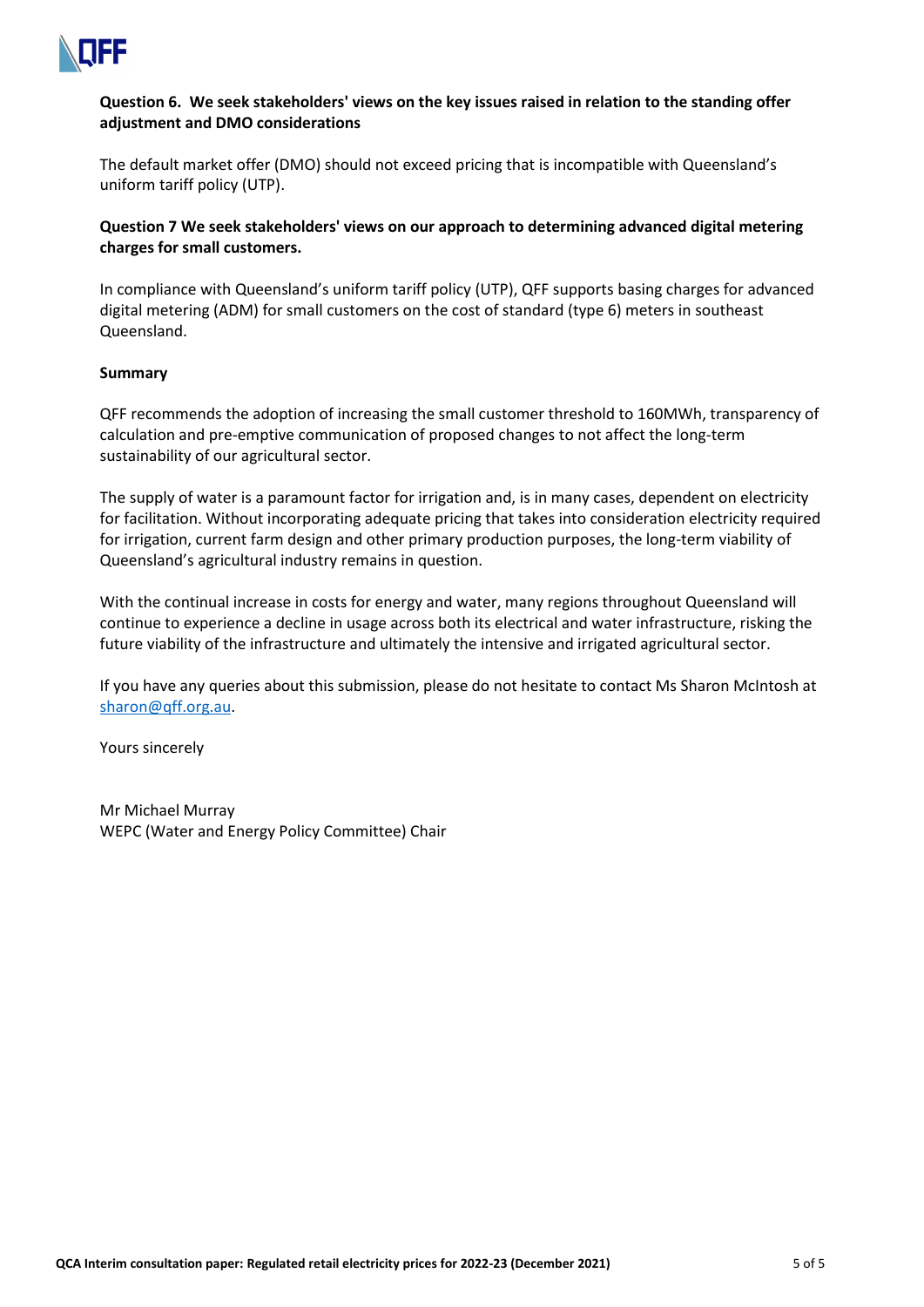**Question 6. We seek stakeholders' views on the key issues raised in relation to the standing offer adjustment and DMO considerations**

The default market offer (DMO) should not exceed pricing that is incompatible with Queensland's uniform tariff policy (UTP).

**Question 7 We seek stakeholders' views on our approach to determining advanced digital metering charges for small customers.**

In compliance with Queensland's uniform tariff policy (UTP), QFF supports basing charges for advanced digital metering (ADM) for small customers on the cost of standard (type 6) meters in southeast Queensland.

**Summary**

QFF recommends the adoption of increasing the small customer threshold to 160MWh, transparency of calculation and pre-emptive communication of proposed changes to not affect the long-term sustainability of our agricultural sector.

The supply of water is a paramount factor for irrigation and, is in many cases, dependent on electricity for facilitation. Without incorporating adequate pricing that takes into consideration electricity required for irrigation, current farm design and other primary production purposes, the long-term viability of Queensland's agricultural industry remains in question.

With the continual increase in costs for energy and water, many regions throughout Queensland will continue to experience a decline in usage across both its electrical and water infrastructure, risking the future viability of the infrastructure and ultimately the intensive and irrigated agricultural sector.

If you have any queries about this submission, please do not hesitate to contact Ms Sharon McIntosh at sharon@qff.org.au.

Yours sincerely

Mr Michael Murray
WEPC (Water and Energy Policy Committee) Chair